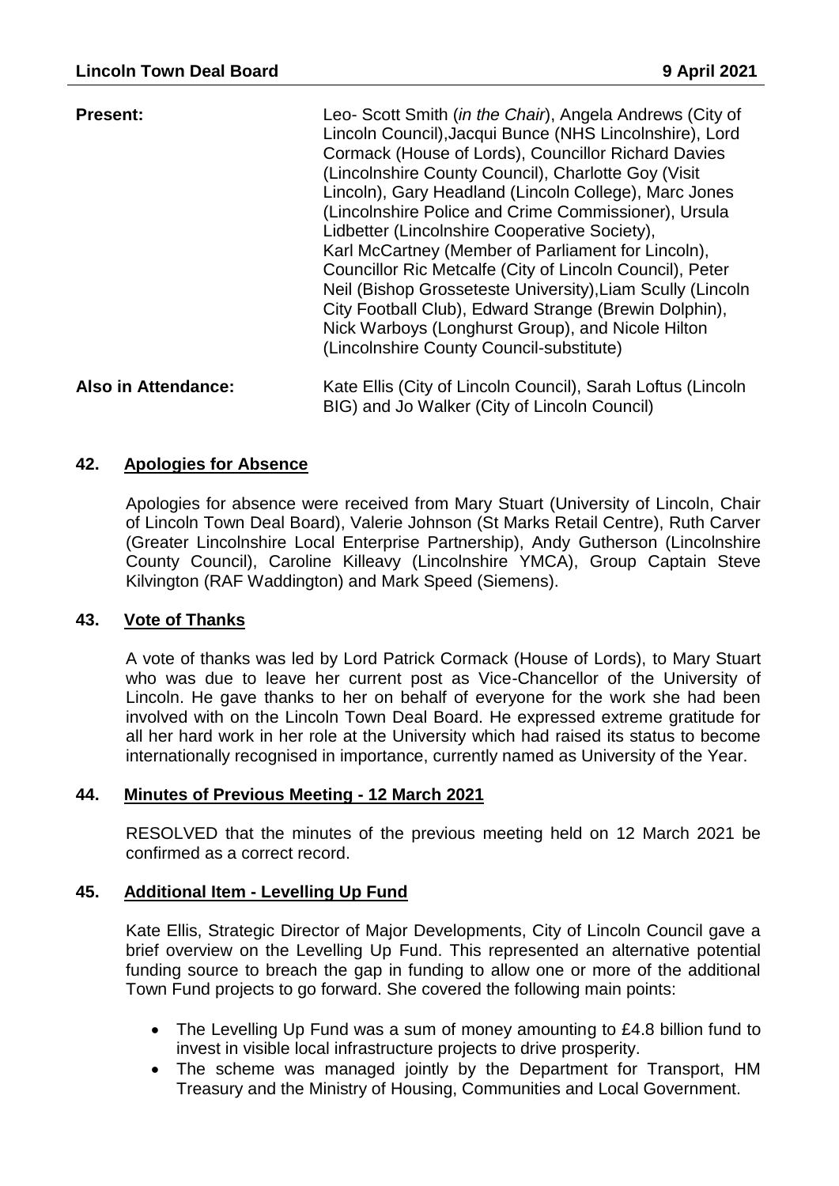**Present:** Leo- Scott Smith (*in the Chair*), Angela Andrews (City of Lincoln Council),Jacqui Bunce (NHS Lincolnshire), Lord Cormack (House of Lords), Councillor Richard Davies (Lincolnshire County Council), Charlotte Goy (Visit Lincoln), Gary Headland (Lincoln College), Marc Jones (Lincolnshire Police and Crime Commissioner), Ursula Lidbetter (Lincolnshire Cooperative Society), Karl McCartney (Member of Parliament for Lincoln), Councillor Ric Metcalfe (City of Lincoln Council), Peter Neil (Bishop Grosseteste University),Liam Scully (Lincoln City Football Club), Edward Strange (Brewin Dolphin), Nick Warboys (Longhurst Group), and Nicole Hilton (Lincolnshire County Council-substitute)

**Also in Attendance:** Kate Ellis (City of Lincoln Council), Sarah Loftus (Lincoln BIG) and Jo Walker (City of Lincoln Council)

## 42. Apologies for Absence

Apologies for absence were received from Mary Stuart (University of Lincoln, Chair of Lincoln Town Deal Board), Valerie Johnson (St Marks Retail Centre), Ruth Carver (Greater Lincolnshire Local Enterprise Partnership), Andy Gutherson (Lincolnshire County Council), Caroline Killeavy (Lincolnshire YMCA), Group Captain Steve Kilvington (RAF Waddington) and Mark Speed (Siemens).

## 43. Vote of Thanks

A vote of thanks was led by Lord Patrick Cormack (House of Lords), to Mary Stuart who was due to leave her current post as Vice-Chancellor of the University of Lincoln. He gave thanks to her on behalf of everyone for the work she had been involved with on the Lincoln Town Deal Board. He expressed extreme gratitude for all her hard work in her role at the University which had raised its status to become internationally recognised in importance, currently named as University of the Year.

## 44. Minutes of Previous Meeting - 12 March 2021

RESOLVED that the minutes of the previous meeting held on 12 March 2021 be confirmed as a correct record.

## 45. Additional Item - Levelling Up Fund

Kate Ellis, Strategic Director of Major Developments, City of Lincoln Council gave a brief overview on the Levelling Up Fund. This represented an alternative potential funding source to breach the gap in funding to allow one or more of the additional Town Fund projects to go forward. She covered the following main points:

- The Levelling Up Fund was a sum of money amounting to £4.8 billion fund to invest in visible local infrastructure projects to drive prosperity.
- The scheme was managed jointly by the Department for Transport, HM Treasury and the Ministry of Housing, Communities and Local Government.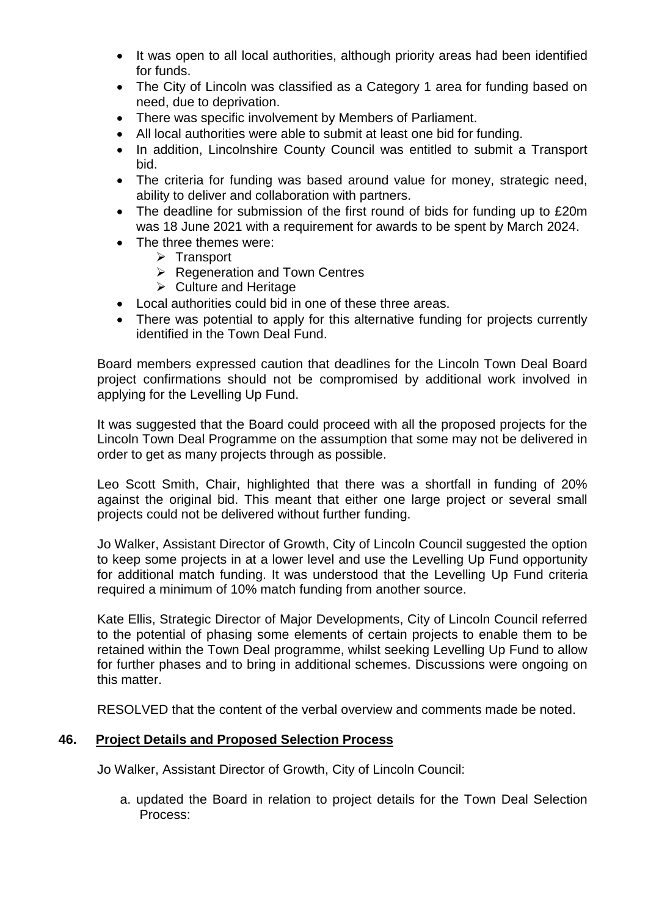- It was open to all local authorities, although priority areas had been identified for funds.
- The City of Lincoln was classified as a Category 1 area for funding based on need, due to deprivation.
- There was specific involvement by Members of Parliament.
- All local authorities were able to submit at least one bid for funding.
- In addition, Lincolnshire County Council was entitled to submit a Transport bid.
- The criteria for funding was based around value for money, strategic need, ability to deliver and collaboration with partners.
- The deadline for submission of the first round of bids for funding up to £20m was 18 June 2021 with a requirement for awards to be spent by March 2024.
- The three themes were:
  - Transport
  - Regeneration and Town Centres
  - Culture and Heritage
- Local authorities could bid in one of these three areas.
- There was potential to apply for this alternative funding for projects currently identified in the Town Deal Fund.

Board members expressed caution that deadlines for the Lincoln Town Deal Board project confirmations should not be compromised by additional work involved in applying for the Levelling Up Fund.

It was suggested that the Board could proceed with all the proposed projects for the Lincoln Town Deal Programme on the assumption that some may not be delivered in order to get as many projects through as possible.

Leo Scott Smith, Chair, highlighted that there was a shortfall in funding of 20% against the original bid. This meant that either one large project or several small projects could not be delivered without further funding.

Jo Walker, Assistant Director of Growth, City of Lincoln Council suggested the option to keep some projects in at a lower level and use the Levelling Up Fund opportunity for additional match funding. It was understood that the Levelling Up Fund criteria required a minimum of 10% match funding from another source.

Kate Ellis, Strategic Director of Major Developments, City of Lincoln Council referred to the potential of phasing some elements of certain projects to enable them to be retained within the Town Deal programme, whilst seeking Levelling Up Fund to allow for further phases and to bring in additional schemes. Discussions were ongoing on this matter.

RESOLVED that the content of the verbal overview and comments made be noted.

## 46. Project Details and Proposed Selection Process

Jo Walker, Assistant Director of Growth, City of Lincoln Council:

a. updated the Board in relation to project details for the Town Deal Selection Process: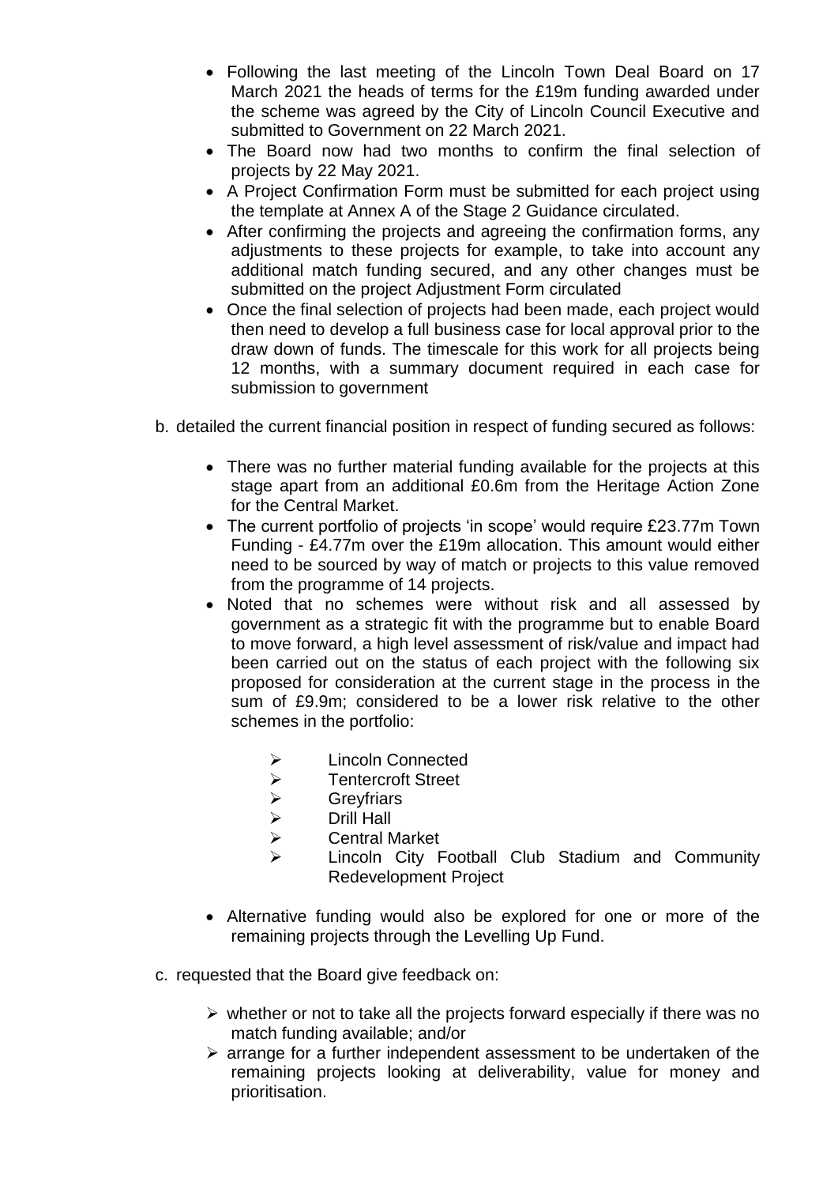- Following the last meeting of the Lincoln Town Deal Board on 17 March 2021 the heads of terms for the £19m funding awarded under the scheme was agreed by the City of Lincoln Council Executive and submitted to Government on 22 March 2021.
- The Board now had two months to confirm the final selection of projects by 22 May 2021.
- A Project Confirmation Form must be submitted for each project using the template at Annex A of the Stage 2 Guidance circulated.
- After confirming the projects and agreeing the confirmation forms, any adjustments to these projects for example, to take into account any additional match funding secured, and any other changes must be submitted on the project Adjustment Form circulated
- Once the final selection of projects had been made, each project would then need to develop a full business case for local approval prior to the draw down of funds. The timescale for this work for all projects being 12 months, with a summary document required in each case for submission to government

b. detailed the current financial position in respect of funding secured as follows:

- There was no further material funding available for the projects at this stage apart from an additional £0.6m from the Heritage Action Zone for the Central Market.
- The current portfolio of projects 'in scope' would require £23.77m Town Funding - £4.77m over the £19m allocation. This amount would either need to be sourced by way of match or projects to this value removed from the programme of 14 projects.
- Noted that no schemes were without risk and all assessed by government as a strategic fit with the programme but to enable Board to move forward, a high level assessment of risk/value and impact had been carried out on the status of each project with the following six proposed for consideration at the current stage in the process in the sum of £9.9m; considered to be a lower risk relative to the other schemes in the portfolio:
  - Lincoln Connected
  - Tentercroft Street
  - Greyfriars
  - Drill Hall
  - Central Market
  - Lincoln City Football Club Stadium and Community Redevelopment Project
- Alternative funding would also be explored for one or more of the remaining projects through the Levelling Up Fund.

c. requested that the Board give feedback on:

- whether or not to take all the projects forward especially if there was no match funding available; and/or
- arrange for a further independent assessment to be undertaken of the remaining projects looking at deliverability, value for money and prioritisation.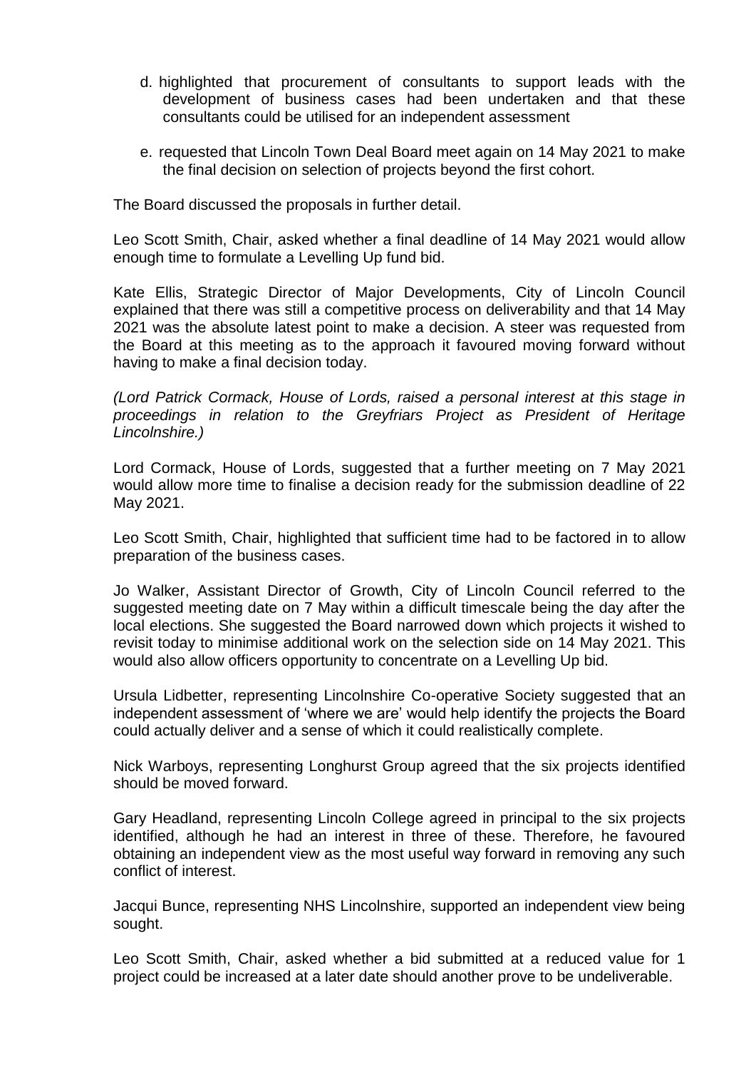d. highlighted that procurement of consultants to support leads with the development of business cases had been undertaken and that these consultants could be utilised for an independent assessment

e. requested that Lincoln Town Deal Board meet again on 14 May 2021 to make the final decision on selection of projects beyond the first cohort.

The Board discussed the proposals in further detail.

Leo Scott Smith, Chair, asked whether a final deadline of 14 May 2021 would allow enough time to formulate a Levelling Up fund bid.

Kate Ellis, Strategic Director of Major Developments, City of Lincoln Council explained that there was still a competitive process on deliverability and that 14 May 2021 was the absolute latest point to make a decision. A steer was requested from the Board at this meeting as to the approach it favoured moving forward without having to make a final decision today.

*(Lord Patrick Cormack, House of Lords, raised a personal interest at this stage in proceedings in relation to the Greyfriars Project as President of Heritage Lincolnshire.)*

Lord Cormack, House of Lords, suggested that a further meeting on 7 May 2021 would allow more time to finalise a decision ready for the submission deadline of 22 May 2021.

Leo Scott Smith, Chair, highlighted that sufficient time had to be factored in to allow preparation of the business cases.

Jo Walker, Assistant Director of Growth, City of Lincoln Council referred to the suggested meeting date on 7 May within a difficult timescale being the day after the local elections. She suggested the Board narrowed down which projects it wished to revisit today to minimise additional work on the selection side on 14 May 2021. This would also allow officers opportunity to concentrate on a Levelling Up bid.

Ursula Lidbetter, representing Lincolnshire Co-operative Society suggested that an independent assessment of 'where we are' would help identify the projects the Board could actually deliver and a sense of which it could realistically complete.

Nick Warboys, representing Longhurst Group agreed that the six projects identified should be moved forward.

Gary Headland, representing Lincoln College agreed in principal to the six projects identified, although he had an interest in three of these. Therefore, he favoured obtaining an independent view as the most useful way forward in removing any such conflict of interest.

Jacqui Bunce, representing NHS Lincolnshire, supported an independent view being sought.

Leo Scott Smith, Chair, asked whether a bid submitted at a reduced value for 1 project could be increased at a later date should another prove to be undeliverable.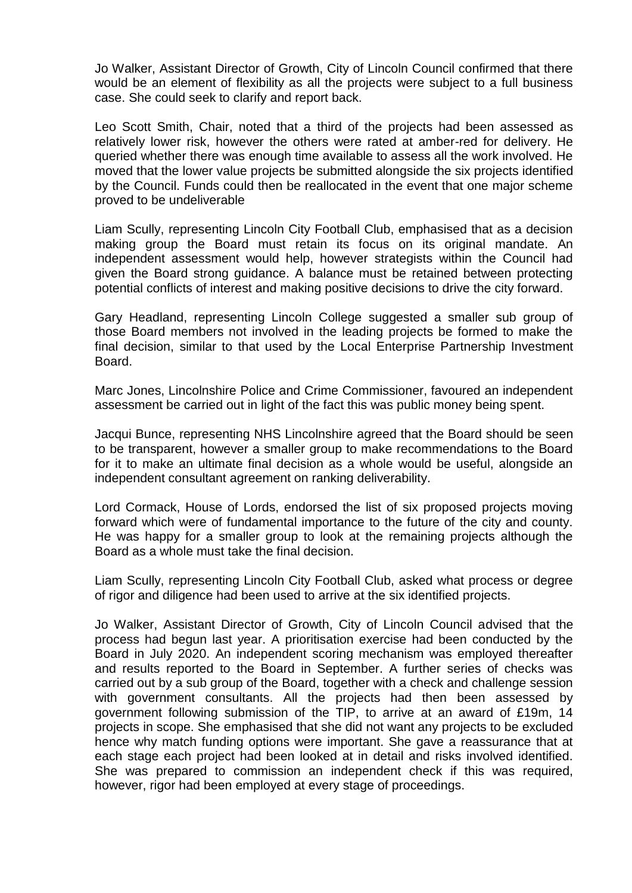Jo Walker, Assistant Director of Growth, City of Lincoln Council confirmed that there would be an element of flexibility as all the projects were subject to a full business case. She could seek to clarify and report back.

Leo Scott Smith, Chair, noted that a third of the projects had been assessed as relatively lower risk, however the others were rated at amber-red for delivery. He queried whether there was enough time available to assess all the work involved. He moved that the lower value projects be submitted alongside the six projects identified by the Council. Funds could then be reallocated in the event that one major scheme proved to be undeliverable

Liam Scully, representing Lincoln City Football Club, emphasised that as a decision making group the Board must retain its focus on its original mandate. An independent assessment would help, however strategists within the Council had given the Board strong guidance. A balance must be retained between protecting potential conflicts of interest and making positive decisions to drive the city forward.

Gary Headland, representing Lincoln College suggested a smaller sub group of those Board members not involved in the leading projects be formed to make the final decision, similar to that used by the Local Enterprise Partnership Investment Board.

Marc Jones, Lincolnshire Police and Crime Commissioner, favoured an independent assessment be carried out in light of the fact this was public money being spent.

Jacqui Bunce, representing NHS Lincolnshire agreed that the Board should be seen to be transparent, however a smaller group to make recommendations to the Board for it to make an ultimate final decision as a whole would be useful, alongside an independent consultant agreement on ranking deliverability.

Lord Cormack, House of Lords, endorsed the list of six proposed projects moving forward which were of fundamental importance to the future of the city and county. He was happy for a smaller group to look at the remaining projects although the Board as a whole must take the final decision.

Liam Scully, representing Lincoln City Football Club, asked what process or degree of rigor and diligence had been used to arrive at the six identified projects.

Jo Walker, Assistant Director of Growth, City of Lincoln Council advised that the process had begun last year. A prioritisation exercise had been conducted by the Board in July 2020. An independent scoring mechanism was employed thereafter and results reported to the Board in September. A further series of checks was carried out by a sub group of the Board, together with a check and challenge session with government consultants. All the projects had then been assessed by government following submission of the TIP, to arrive at an award of £19m, 14 projects in scope. She emphasised that she did not want any projects to be excluded hence why match funding options were important. She gave a reassurance that at each stage each project had been looked at in detail and risks involved identified. She was prepared to commission an independent check if this was required, however, rigor had been employed at every stage of proceedings.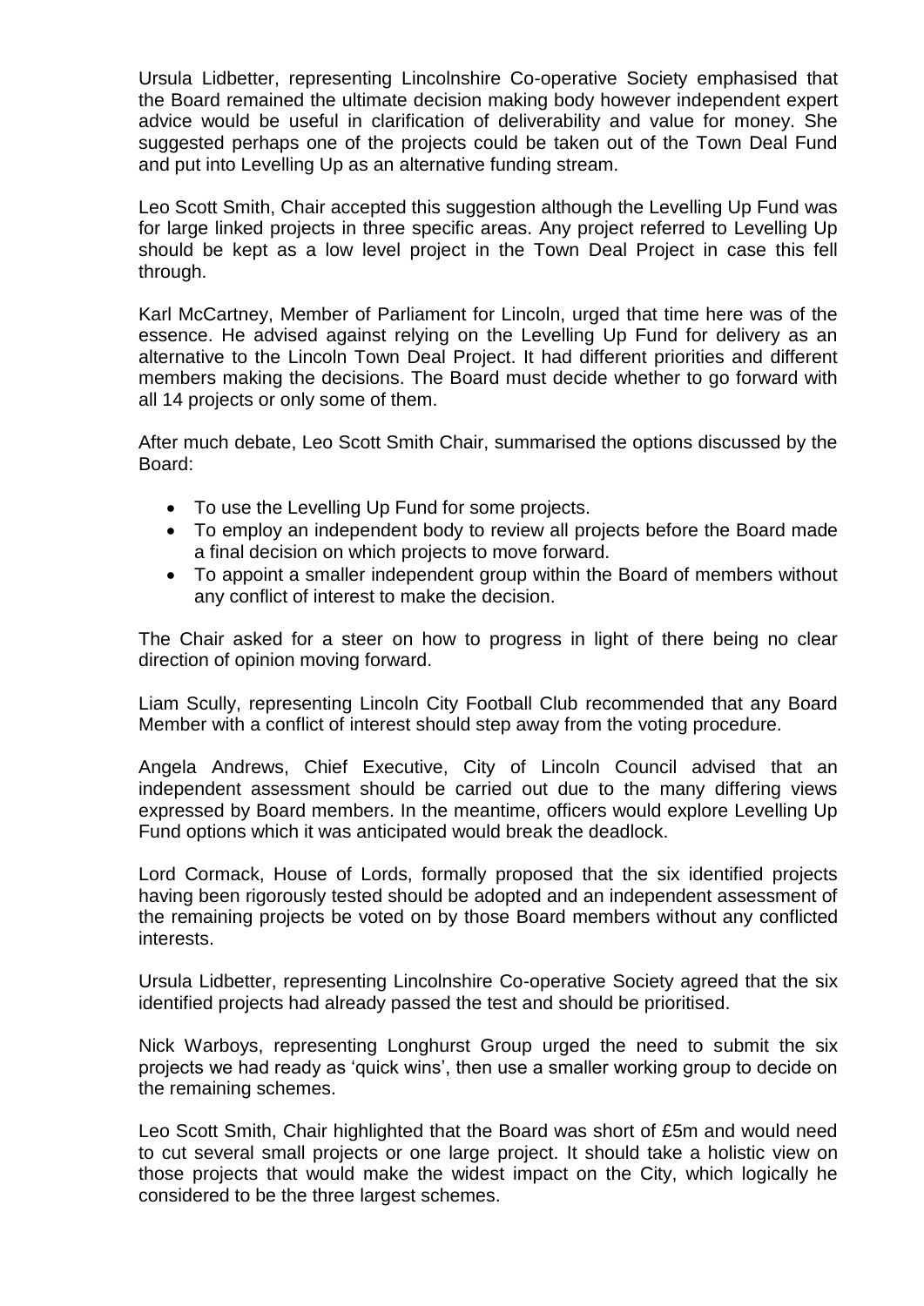Ursula Lidbetter, representing Lincolnshire Co-operative Society emphasised that the Board remained the ultimate decision making body however independent expert advice would be useful in clarification of deliverability and value for money. She suggested perhaps one of the projects could be taken out of the Town Deal Fund and put into Levelling Up as an alternative funding stream.

Leo Scott Smith, Chair accepted this suggestion although the Levelling Up Fund was for large linked projects in three specific areas. Any project referred to Levelling Up should be kept as a low level project in the Town Deal Project in case this fell through.

Karl McCartney, Member of Parliament for Lincoln, urged that time here was of the essence. He advised against relying on the Levelling Up Fund for delivery as an alternative to the Lincoln Town Deal Project. It had different priorities and different members making the decisions. The Board must decide whether to go forward with all 14 projects or only some of them.

After much debate, Leo Scott Smith Chair, summarised the options discussed by the Board:

- To use the Levelling Up Fund for some projects.
- To employ an independent body to review all projects before the Board made a final decision on which projects to move forward.
- To appoint a smaller independent group within the Board of members without any conflict of interest to make the decision.

The Chair asked for a steer on how to progress in light of there being no clear direction of opinion moving forward.

Liam Scully, representing Lincoln City Football Club recommended that any Board Member with a conflict of interest should step away from the voting procedure.

Angela Andrews, Chief Executive, City of Lincoln Council advised that an independent assessment should be carried out due to the many differing views expressed by Board members. In the meantime, officers would explore Levelling Up Fund options which it was anticipated would break the deadlock.

Lord Cormack, House of Lords, formally proposed that the six identified projects having been rigorously tested should be adopted and an independent assessment of the remaining projects be voted on by those Board members without any conflicted interests.

Ursula Lidbetter, representing Lincolnshire Co-operative Society agreed that the six identified projects had already passed the test and should be prioritised.

Nick Warboys, representing Longhurst Group urged the need to submit the six projects we had ready as 'quick wins', then use a smaller working group to decide on the remaining schemes.

Leo Scott Smith, Chair highlighted that the Board was short of £5m and would need to cut several small projects or one large project. It should take a holistic view on those projects that would make the widest impact on the City, which logically he considered to be the three largest schemes.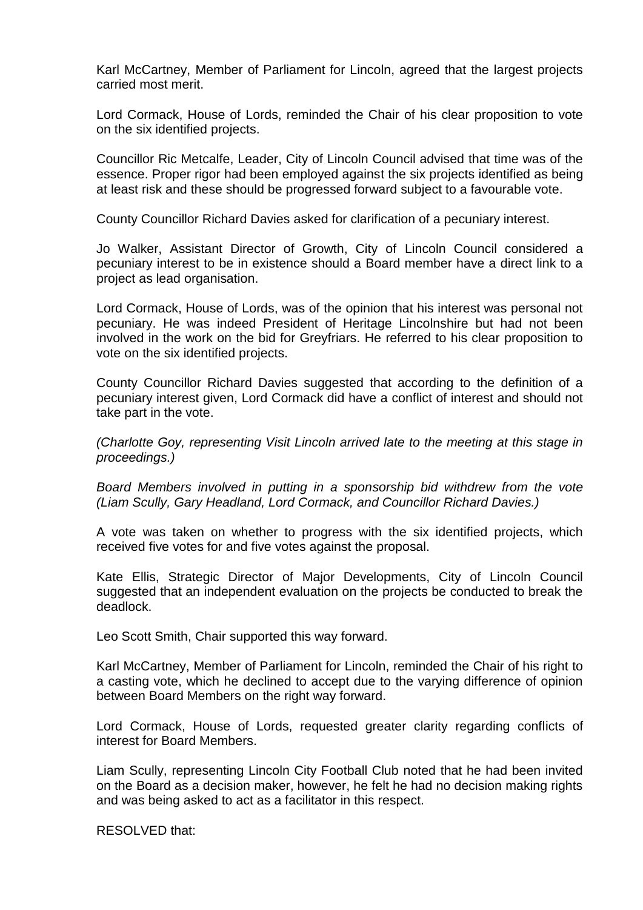Karl McCartney, Member of Parliament for Lincoln, agreed that the largest projects carried most merit.

Lord Cormack, House of Lords, reminded the Chair of his clear proposition to vote on the six identified projects.

Councillor Ric Metcalfe, Leader, City of Lincoln Council advised that time was of the essence. Proper rigor had been employed against the six projects identified as being at least risk and these should be progressed forward subject to a favourable vote.

County Councillor Richard Davies asked for clarification of a pecuniary interest.

Jo Walker, Assistant Director of Growth, City of Lincoln Council considered a pecuniary interest to be in existence should a Board member have a direct link to a project as lead organisation.

Lord Cormack, House of Lords, was of the opinion that his interest was personal not pecuniary. He was indeed President of Heritage Lincolnshire but had not been involved in the work on the bid for Greyfriars. He referred to his clear proposition to vote on the six identified projects.

County Councillor Richard Davies suggested that according to the definition of a pecuniary interest given, Lord Cormack did have a conflict of interest and should not take part in the vote.

*(Charlotte Goy, representing Visit Lincoln arrived late to the meeting at this stage in proceedings.)*

*Board Members involved in putting in a sponsorship bid withdrew from the vote (Liam Scully, Gary Headland, Lord Cormack, and Councillor Richard Davies.)*

A vote was taken on whether to progress with the six identified projects, which received five votes for and five votes against the proposal.

Kate Ellis, Strategic Director of Major Developments, City of Lincoln Council suggested that an independent evaluation on the projects be conducted to break the deadlock.

Leo Scott Smith, Chair supported this way forward.

Karl McCartney, Member of Parliament for Lincoln, reminded the Chair of his right to a casting vote, which he declined to accept due to the varying difference of opinion between Board Members on the right way forward.

Lord Cormack, House of Lords, requested greater clarity regarding conflicts of interest for Board Members.

Liam Scully, representing Lincoln City Football Club noted that he had been invited on the Board as a decision maker, however, he felt he had no decision making rights and was being asked to act as a facilitator in this respect.

RESOLVED that: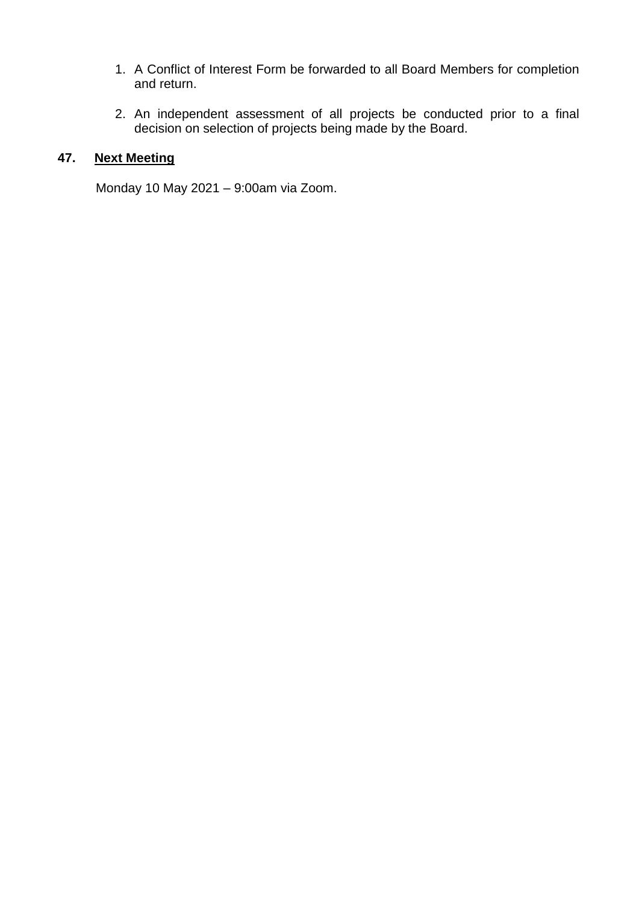1. A Conflict of Interest Form be forwarded to all Board Members for completion and return.

2. An independent assessment of all projects be conducted prior to a final decision on selection of projects being made by the Board.

**47. Next Meeting**

Monday 10 May 2021 – 9:00am via Zoom.